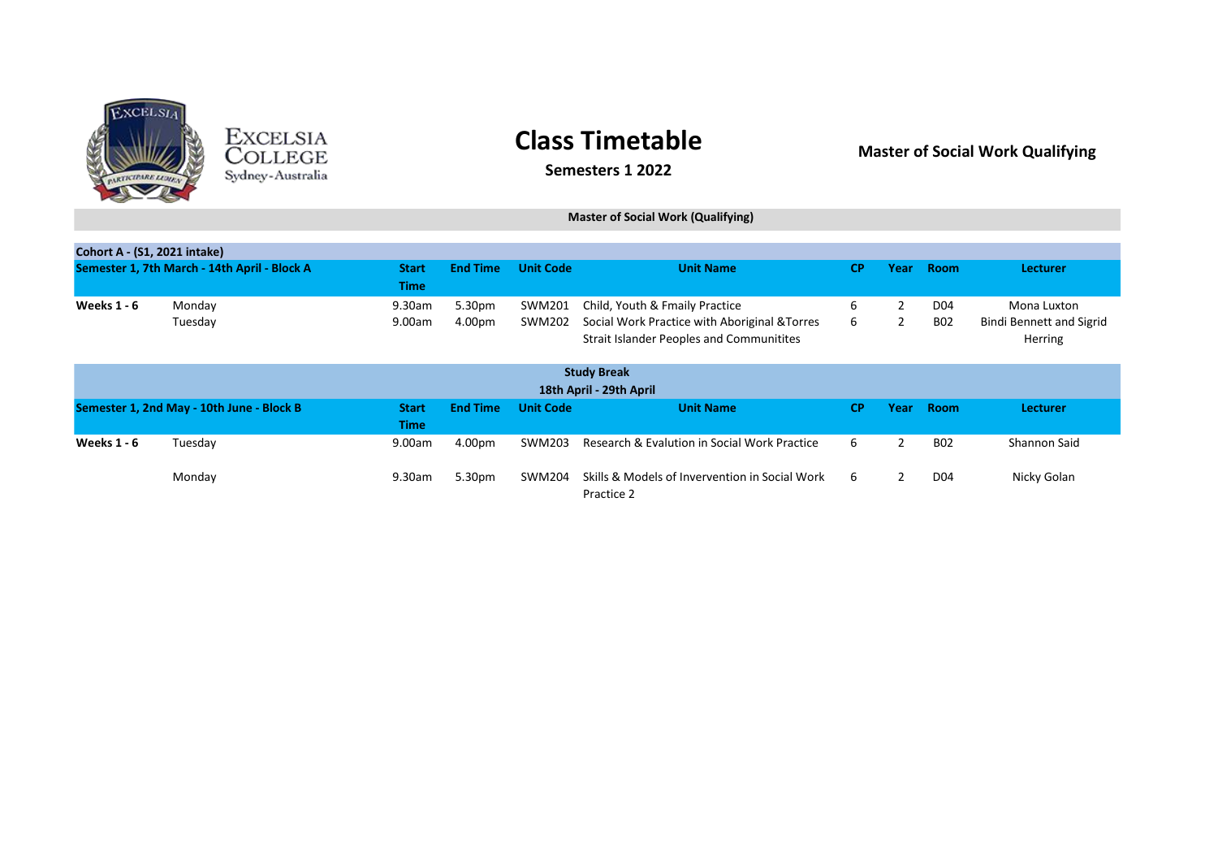Excelsia College
Sydney-Australia

# Class Timetable

**Semesters 1 2022**

**Master of Social Work Qualifying**

**Master of Social Work (Qualifying)**

**Cohort A - (S1, 2021 intake)**

| Semester 1, 7th March - 14th April - Block A | | Start Time | End Time | Unit Code | Unit Name | CP | Year | Room | Lecturer |
|---|---|---|---|---|---|---|---|---|---|
| **Weeks 1 - 6** | Monday | 9.30am | 5.30pm | SWM201 | Child, Youth & Fmaily Practice | 6 | 2 | D04 | Mona Luxton |
| | Tuesday | 9.00am | 4.00pm | SWM202 | Social Work Practice with Aboriginal &Torres Strait Islander Peoples and Communitites | 6 | 2 | B02 | Bindi Bennett and Sigrid Herring |

**Study Break**
**18th April - 29th April**

| Semester 1, 2nd May - 10th June - Block B | | Start Time | End Time | Unit Code | Unit Name | CP | Year | Room | Lecturer |
|---|---|---|---|---|---|---|---|---|---|
| **Weeks 1 - 6** | Tuesday | 9.00am | 4.00pm | SWM203 | Research & Evalution in Social Work Practice | 6 | 2 | B02 | Shannon Said |
| | Monday | 9.30am | 5.30pm | SWM204 | Skills & Models of Invervention in Social Work Practice 2 | 6 | 2 | D04 | Nicky Golan |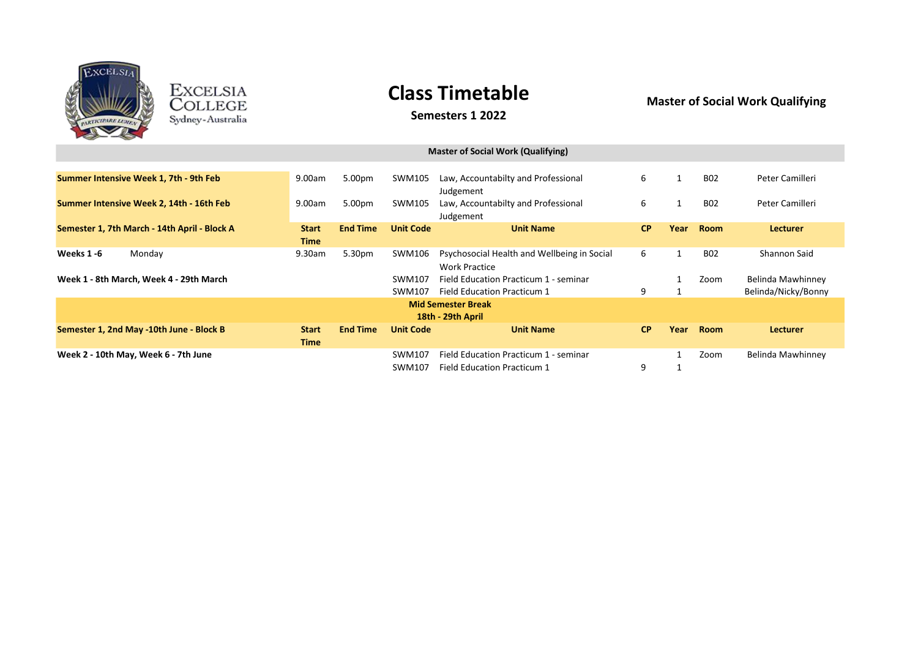# Class Timetable

**Semesters 1 2022**

**Master of Social Work Qualifying**

Excelsia College Sydney-Australia

| Master of Social Work (Qualifying) | | | | | | | | | | |
|---|---|---|---|---|---|---|---|---|---|---|
| **Summer Intensive Week 1, 7th - 9th Feb** | | 9.00am | 5.00pm | SWM105 | Law, Accountabilty and Professional Judgement | 6 | 1 | B02 | Peter Camilleri |
| **Summer Intensive Week 2, 14th - 16th Feb** | | 9.00am | 5.00pm | SWM105 | Law, Accountabilty and Professional Judgement | 6 | 1 | B02 | Peter Camilleri |
| **Semester 1, 7th March - 14th April - Block A** | | **Start Time** | **End Time** | **Unit Code** | **Unit Name** | **CP** | **Year** | **Room** | **Lecturer** |
| **Weeks 1 -6** | Monday | 9.30am | 5.30pm | SWM106 | Psychosocial Health and Wellbeing in Social Work Practice | 6 | 1 | B02 | Shannon Said |
| **Week 1 - 8th March, Week 4 - 29th March** | | | | SWM107 | Field Education Practicum 1 - seminar | | 1 | Zoom | Belinda Mawhinney |
| | | | | SWM107 | Field Education Practicum 1 | 9 | 1 | | Belinda/Nicky/Bonny |
| **Mid Semester Break 18th - 29th April** | | | | | | | | | |
| **Semester 1, 2nd May -10th June - Block B** | | **Start Time** | **End Time** | **Unit Code** | **Unit Name** | **CP** | **Year** | **Room** | **Lecturer** |
| **Week 2 - 10th May, Week 6 - 7th June** | | | | SWM107 | Field Education Practicum 1 - seminar | | 1 | Zoom | Belinda Mawhinney |
| | | | | SWM107 | Field Education Practicum 1 | 9 | 1 | | |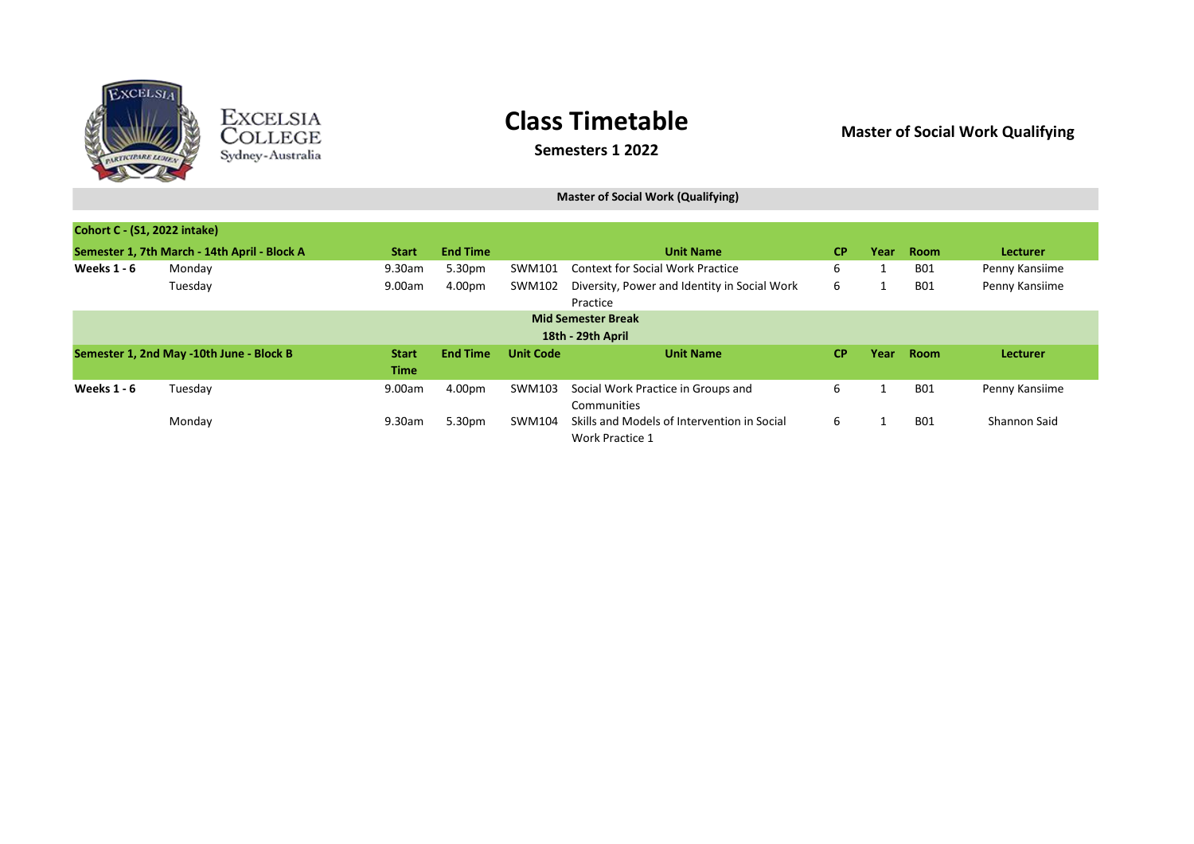# Class Timetable

**Semesters 1 2022**

**Master of Social Work Qualifying**

**Master of Social Work (Qualifying)**

| Cohort C - (S1, 2022 intake) | | | | | | | | | |
|---|---|---|---|---|---|---|---|---|---|
| **Semester 1, 7th March - 14th April - Block A** | | **Start** | **End Time** | | **Unit Name** | **CP** | **Year** | **Room** | **Lecturer** |
| **Weeks 1 - 6** | Monday | 9.30am | 5.30pm | SWM101 | Context for Social Work Practice | 6 | 1 | B01 | Penny Kansiime |
| | Tuesday | 9.00am | 4.00pm | SWM102 | Diversity, Power and Identity in Social Work Practice | 6 | 1 | B01 | Penny Kansiime |
| **Mid Semester Break 18th - 29th April** | | | | | | | | | |
| **Semester 1, 2nd May -10th June - Block B** | | **Start Time** | **End Time** | **Unit Code** | **Unit Name** | **CP** | **Year** | **Room** | **Lecturer** |
| **Weeks 1 - 6** | Tuesday | 9.00am | 4.00pm | SWM103 | Social Work Practice in Groups and Communities | 6 | 1 | B01 | Penny Kansiime |
| | Monday | 9.30am | 5.30pm | SWM104 | Skills and Models of Intervention in Social Work Practice 1 | 6 | 1 | B01 | Shannon Said |